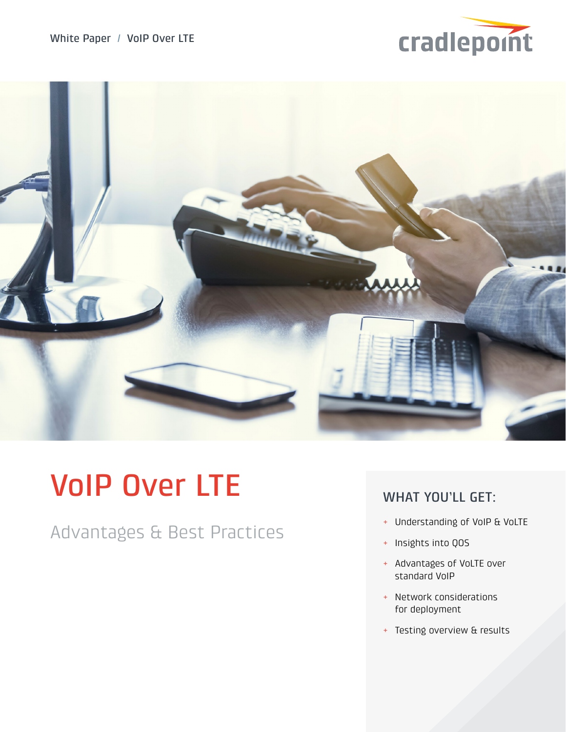White Paper / VoIP Over LTE

cradlepoint

# VoIP Over LTE

## Advantages & Best Practices

### WHAT YOU'LL GET:

- Understanding of VoIP & VoLTE
- Insights into QOS
- Advantages of VoLTE over standard VoIP
- Network considerations for deployment
- Testing overview & results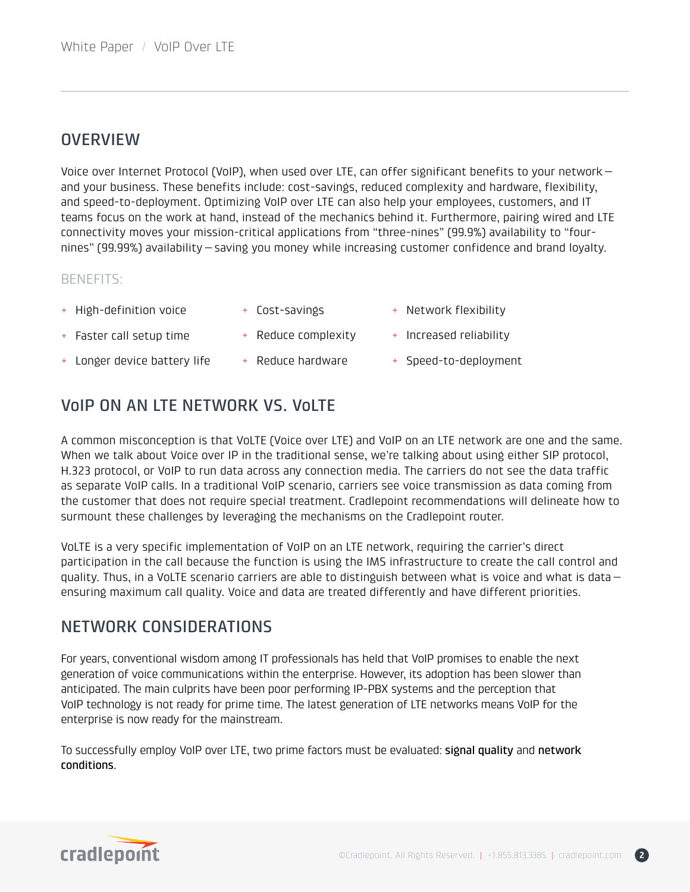## OVERVIEW

Voice over Internet Protocol (VoIP), when used over LTE, can offer significant benefits to your network — and your business. These benefits include: cost-savings, reduced complexity and hardware, flexibility, and speed-to-deployment. Optimizing VoIP over LTE can also help your employees, customers, and IT teams focus on the work at hand, instead of the mechanics behind it. Furthermore, pairing wired and LTE connectivity moves your mission-critical applications from "three-nines" (99.9%) availability to "four-nines" (99.99%) availability — saving you money while increasing customer confidence and brand loyalty.

### BENEFITS:

- High-definition voice
- Faster call setup time
- Longer device battery life
- Cost-savings
- Reduce complexity
- Reduce hardware
- Network flexibility
- Increased reliability
- Speed-to-deployment

## VoIP ON AN LTE NETWORK VS. VoLTE

A common misconception is that VoLTE (Voice over LTE) and VoIP on an LTE network are one and the same. When we talk about Voice over IP in the traditional sense, we're talking about using either SIP protocol, H.323 protocol, or VoIP to run data across any connection media. The carriers do not see the data traffic as separate VoIP calls. In a traditional VoIP scenario, carriers see voice transmission as data coming from the customer that does not require special treatment. Cradlepoint recommendations will delineate how to surmount these challenges by leveraging the mechanisms on the Cradlepoint router.

VoLTE is a very specific implementation of VoIP on an LTE network, requiring the carrier's direct participation in the call because the function is using the IMS infrastructure to create the call control and quality. Thus, in a VoLTE scenario carriers are able to distinguish between what is voice and what is data — ensuring maximum call quality. Voice and data are treated differently and have different priorities.

## NETWORK CONSIDERATIONS

For years, conventional wisdom among IT professionals has held that VoIP promises to enable the next generation of voice communications within the enterprise. However, its adoption has been slower than anticipated. The main culprits have been poor performing IP-PBX systems and the perception that VoIP technology is not ready for prime time. The latest generation of LTE networks means VoIP for the enterprise is now ready for the mainstream.

To successfully employ VoIP over LTE, two prime factors must be evaluated: **signal quality** and **network conditions**.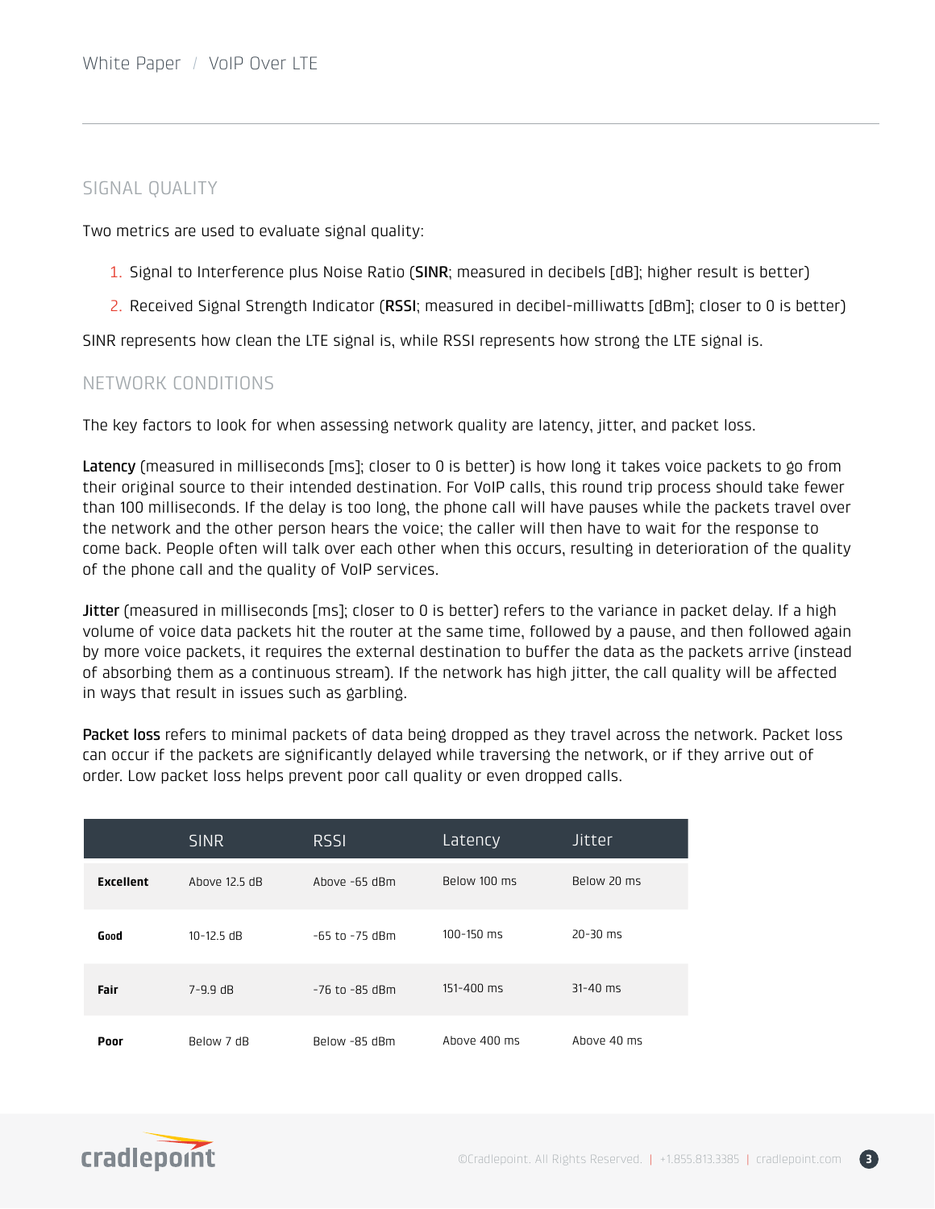## SIGNAL QUALITY

Two metrics are used to evaluate signal quality:

1. Signal to Interference plus Noise Ratio (**SINR**; measured in decibels [dB]; higher result is better)
2. Received Signal Strength Indicator (**RSSI**; measured in decibel-milliwatts [dBm]; closer to 0 is better)

SINR represents how clean the LTE signal is, while RSSI represents how strong the LTE signal is.

## NETWORK CONDITIONS

The key factors to look for when assessing network quality are latency, jitter, and packet loss.

**Latency** (measured in milliseconds [ms]; closer to 0 is better) is how long it takes voice packets to go from their original source to their intended destination. For VoIP calls, this round trip process should take fewer than 100 milliseconds. If the delay is too long, the phone call will have pauses while the packets travel over the network and the other person hears the voice; the caller will then have to wait for the response to come back. People often will talk over each other when this occurs, resulting in deterioration of the quality of the phone call and the quality of VoIP services.

**Jitter** (measured in milliseconds [ms]; closer to 0 is better) refers to the variance in packet delay. If a high volume of voice data packets hit the router at the same time, followed by a pause, and then followed again by more voice packets, it requires the external destination to buffer the data as the packets arrive (instead of absorbing them as a continuous stream). If the network has high jitter, the call quality will be affected in ways that result in issues such as garbling.

**Packet loss** refers to minimal packets of data being dropped as they travel across the network. Packet loss can occur if the packets are significantly delayed while traversing the network, or if they arrive out of order. Low packet loss helps prevent poor call quality or even dropped calls.

| | SINR | RSSI | Latency | Jitter |
|---|---|---|---|---|
| **Excellent** | Above 12.5 dB | Above -65 dBm | Below 100 ms | Below 20 ms |
| **Good** | 10-12.5 dB | -65 to -75 dBm | 100-150 ms | 20-30 ms |
| **Fair** | 7-9.9 dB | -76 to -85 dBm | 151-400 ms | 31-40 ms |
| **Poor** | Below 7 dB | Below -85 dBm | Above 400 ms | Above 40 ms |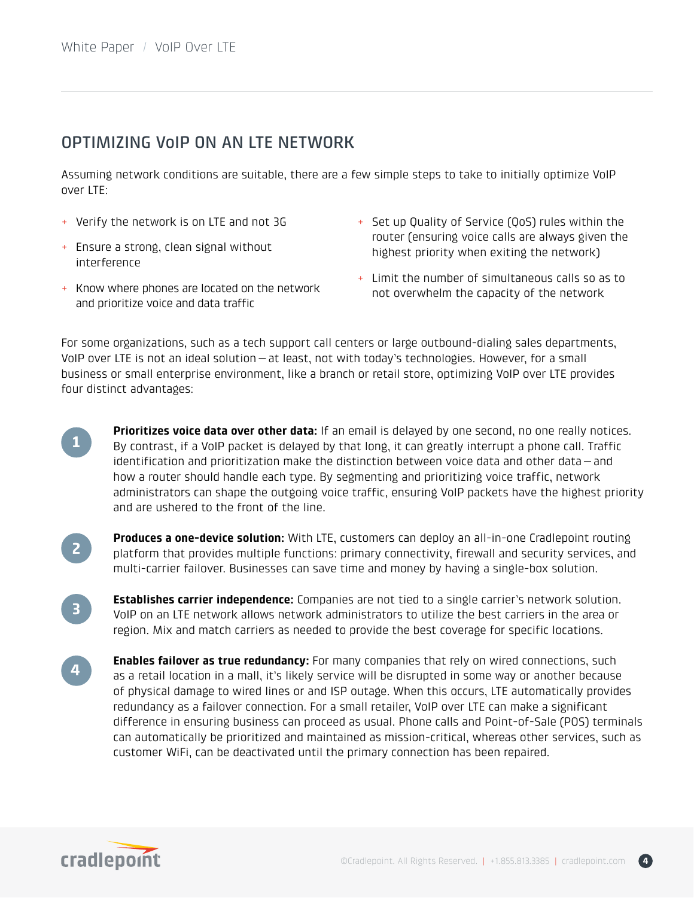## OPTIMIZING VoIP ON AN LTE NETWORK

Assuming network conditions are suitable, there are a few simple steps to take to initially optimize VoIP over LTE:

- Verify the network is on LTE and not 3G
- Ensure a strong, clean signal without interference
- Know where phones are located on the network and prioritize voice and data traffic
- Set up Quality of Service (QoS) rules within the router (ensuring voice calls are always given the highest priority when exiting the network)
- Limit the number of simultaneous calls so as to not overwhelm the capacity of the network

For some organizations, such as a tech support call centers or large outbound-dialing sales departments, VoIP over LTE is not an ideal solution — at least, not with today's technologies. However, for a small business or small enterprise environment, like a branch or retail store, optimizing VoIP over LTE provides four distinct advantages:

1. **Prioritizes voice data over other data:** If an email is delayed by one second, no one really notices. By contrast, if a VoIP packet is delayed by that long, it can greatly interrupt a phone call. Traffic identification and prioritization make the distinction between voice data and other data — and how a router should handle each type. By segmenting and prioritizing voice traffic, network administrators can shape the outgoing voice traffic, ensuring VoIP packets have the highest priority and are ushered to the front of the line.

2. **Produces a one-device solution:** With LTE, customers can deploy an all-in-one Cradlepoint routing platform that provides multiple functions: primary connectivity, firewall and security services, and multi-carrier failover. Businesses can save time and money by having a single-box solution.

3. **Establishes carrier independence:** Companies are not tied to a single carrier's network solution. VoIP on an LTE network allows network administrators to utilize the best carriers in the area or region. Mix and match carriers as needed to provide the best coverage for specific locations.

4. **Enables failover as true redundancy:** For many companies that rely on wired connections, such as a retail location in a mall, it's likely service will be disrupted in some way or another because of physical damage to wired lines or and ISP outage. When this occurs, LTE automatically provides redundancy as a failover connection. For a small retailer, VoIP over LTE can make a significant difference in ensuring business can proceed as usual. Phone calls and Point-of-Sale (POS) terminals can automatically be prioritized and maintained as mission-critical, whereas other services, such as customer WiFi, can be deactivated until the primary connection has been repaired.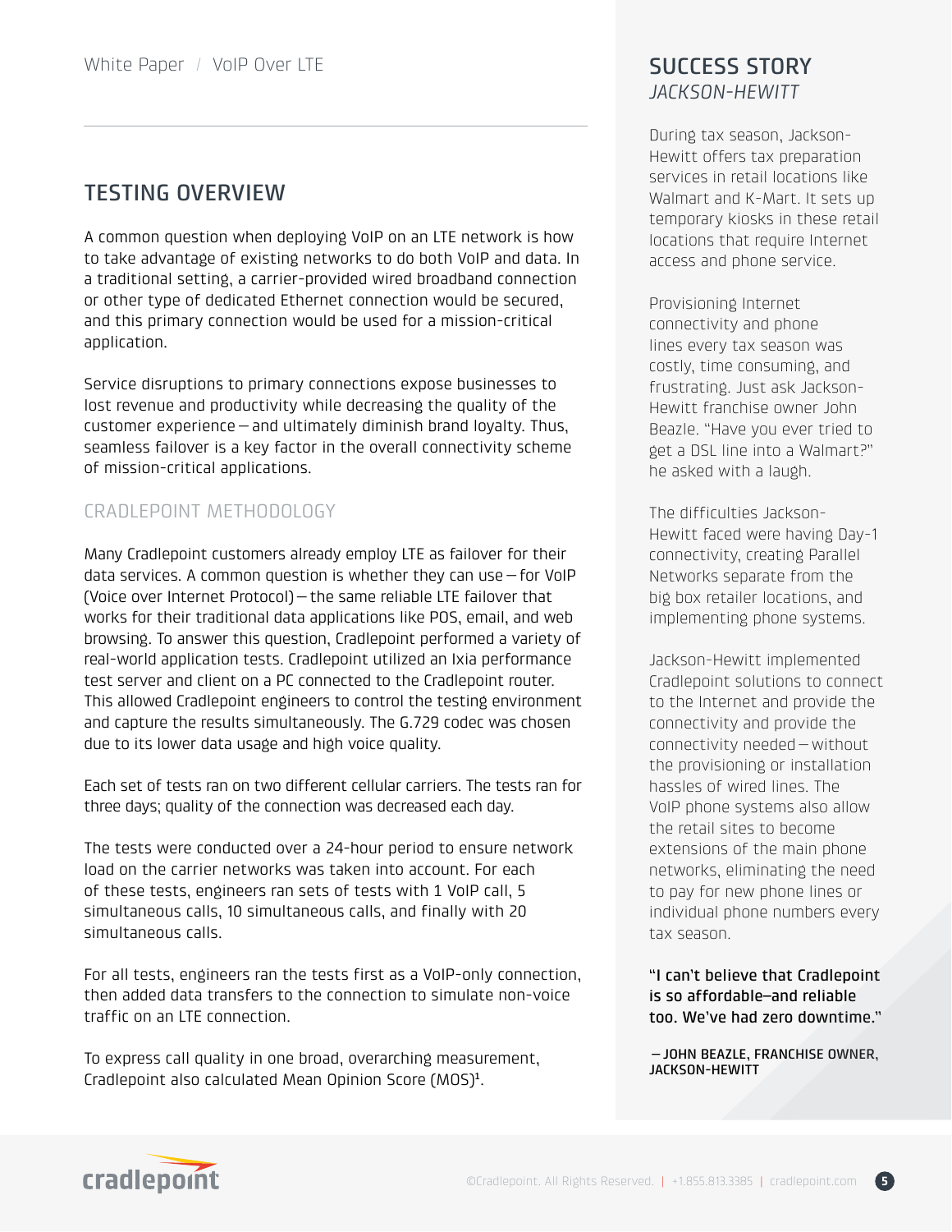## TESTING OVERVIEW

A common question when deploying VoIP on an LTE network is how to take advantage of existing networks to do both VoIP and data. In a traditional setting, a carrier-provided wired broadband connection or other type of dedicated Ethernet connection would be secured, and this primary connection would be used for a mission-critical application.

Service disruptions to primary connections expose businesses to lost revenue and productivity while decreasing the quality of the customer experience — and ultimately diminish brand loyalty. Thus, seamless failover is a key factor in the overall connectivity scheme of mission-critical applications.

### CRADLEPOINT METHODOLOGY

Many Cradlepoint customers already employ LTE as failover for their data services. A common question is whether they can use — for VoIP (Voice over Internet Protocol) — the same reliable LTE failover that works for their traditional data applications like POS, email, and web browsing. To answer this question, Cradlepoint performed a variety of real-world application tests. Cradlepoint utilized an Ixia performance test server and client on a PC connected to the Cradlepoint router. This allowed Cradlepoint engineers to control the testing environment and capture the results simultaneously. The G.729 codec was chosen due to its lower data usage and high voice quality.

Each set of tests ran on two different cellular carriers. The tests ran for three days; quality of the connection was decreased each day.

The tests were conducted over a 24-hour period to ensure network load on the carrier networks was taken into account. For each of these tests, engineers ran sets of tests with 1 VoIP call, 5 simultaneous calls, 10 simultaneous calls, and finally with 20 simultaneous calls.

For all tests, engineers ran the tests first as a VoIP-only connection, then added data transfers to the connection to simulate non-voice traffic on an LTE connection.

To express call quality in one broad, overarching measurement, Cradlepoint also calculated Mean Opinion Score (MOS)[1].

## SUCCESS STORY
*JACKSON-HEWITT*

During tax season, Jackson-Hewitt offers tax preparation services in retail locations like Walmart and K-Mart. It sets up temporary kiosks in these retail locations that require Internet access and phone service.

Provisioning Internet connectivity and phone lines every tax season was costly, time consuming, and frustrating. Just ask Jackson-Hewitt franchise owner John Beazle. "Have you ever tried to get a DSL line into a Walmart?" he asked with a laugh.

The difficulties Jackson-Hewitt faced were having Day-1 connectivity, creating Parallel Networks separate from the big box retailer locations, and implementing phone systems.

Jackson-Hewitt implemented Cradlepoint solutions to connect to the Internet and provide the connectivity and provide the connectivity needed — without the provisioning or installation hassles of wired lines. The VoIP phone systems also allow the retail sites to become extensions of the main phone networks, eliminating the need to pay for new phone lines or individual phone numbers every tax season.

**"I can't believe that Cradlepoint is so affordable–and reliable too. We've had zero downtime."**

**— JOHN BEAZLE, FRANCHISE OWNER, JACKSON-HEWITT**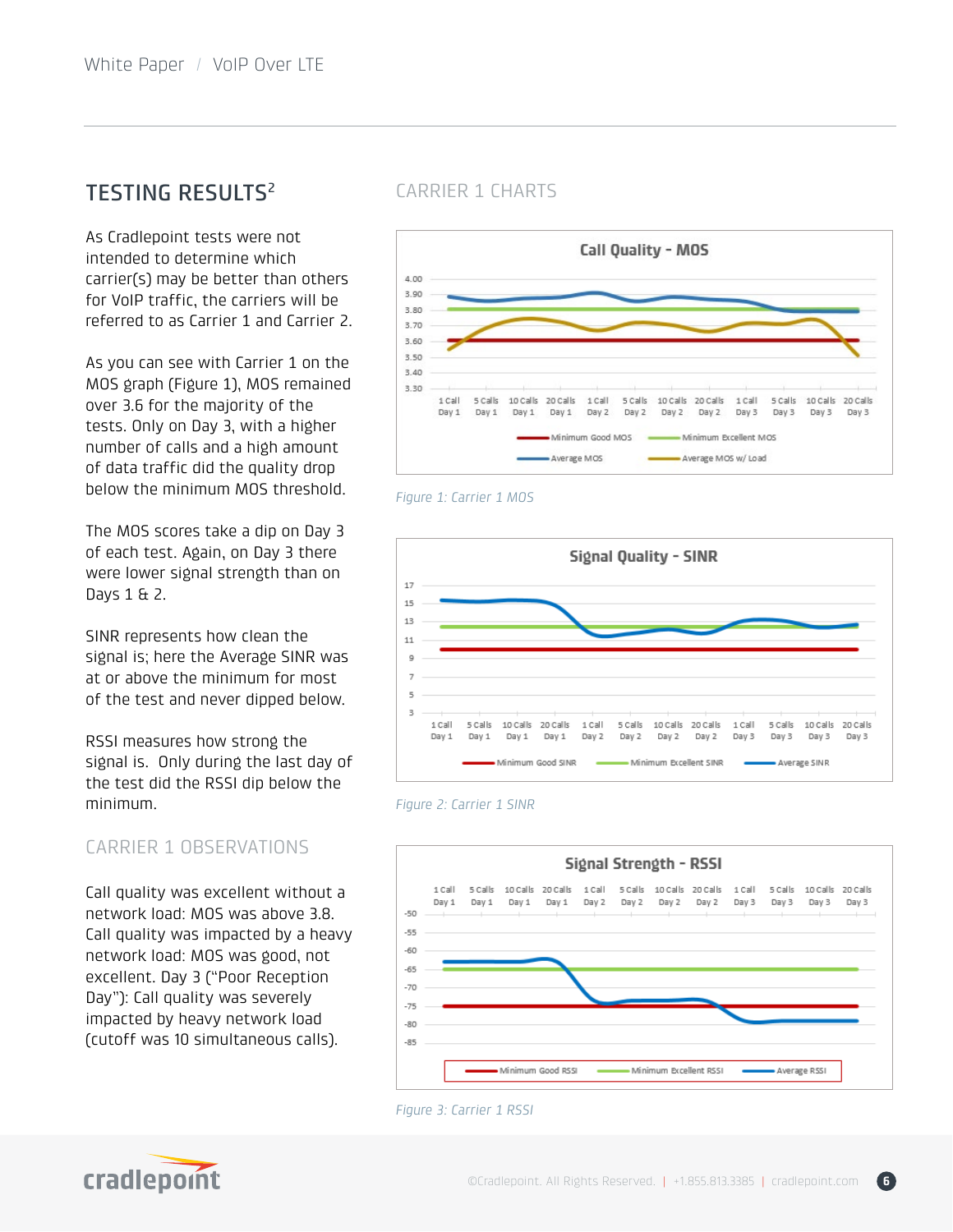## TESTING RESULTS[2]

As Cradlepoint tests were not intended to determine which carrier(s) may be better than others for VoIP traffic, the carriers will be referred to as Carrier 1 and Carrier 2.

As you can see with Carrier 1 on the MOS graph (Figure 1), MOS remained over 3.6 for the majority of the tests. Only on Day 3, with a higher number of calls and a high amount of data traffic did the quality drop below the minimum MOS threshold.

The MOS scores take a dip on Day 3 of each test. Again, on Day 3 there were lower signal strength than on Days 1 & 2.

SINR represents how clean the signal is; here the Average SINR was at or above the minimum for most of the test and never dipped below.

RSSI measures how strong the signal is. Only during the last day of the test did the RSSI dip below the minimum.

### CARRIER 1 OBSERVATIONS

Call quality was excellent without a network load: MOS was above 3.8. Call quality was impacted by a heavy network load: MOS was good, not excellent. Day 3 ("Poor Reception Day"): Call quality was severely impacted by heavy network load (cutoff was 10 simultaneous calls).

### CARRIER 1 CHARTS

Figure 1: Carrier 1 MOS

Figure 2: Carrier 1 SINR

Figure 3: Carrier 1 RSSI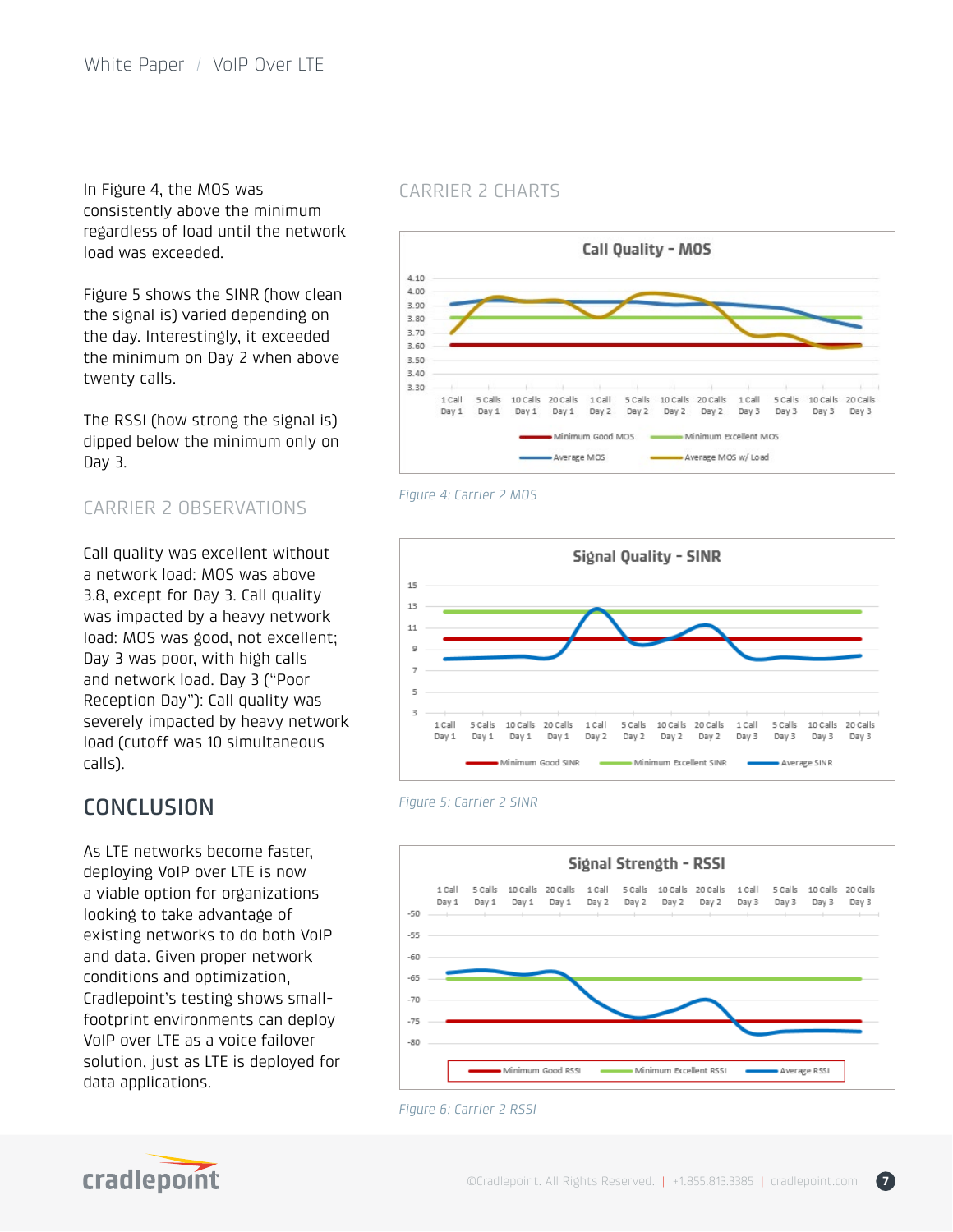In Figure 4, the MOS was consistently above the minimum regardless of load until the network load was exceeded.

Figure 5 shows the SINR (how clean the signal is) varied depending on the day. Interestingly, it exceeded the minimum on Day 2 when above twenty calls.

The RSSI (how strong the signal is) dipped below the minimum only on Day 3.

## CARRIER 2 OBSERVATIONS

Call quality was excellent without a network load: MOS was above 3.8, except for Day 3. Call quality was impacted by a heavy network load: MOS was good, not excellent; Day 3 was poor, with high calls and network load. Day 3 ("Poor Reception Day"): Call quality was severely impacted by heavy network load (cutoff was 10 simultaneous calls).

## CONCLUSION

As LTE networks become faster, deploying VoIP over LTE is now a viable option for organizations looking to take advantage of existing networks to do both VoIP and data. Given proper network conditions and optimization, Cradlepoint's testing shows small-footprint environments can deploy VoIP over LTE as a voice failover solution, just as LTE is deployed for data applications.

## CARRIER 2 CHARTS

*Figure 4: Carrier 2 MOS*

*Figure 5: Carrier 2 SINR*

*Figure 6: Carrier 2 RSSI*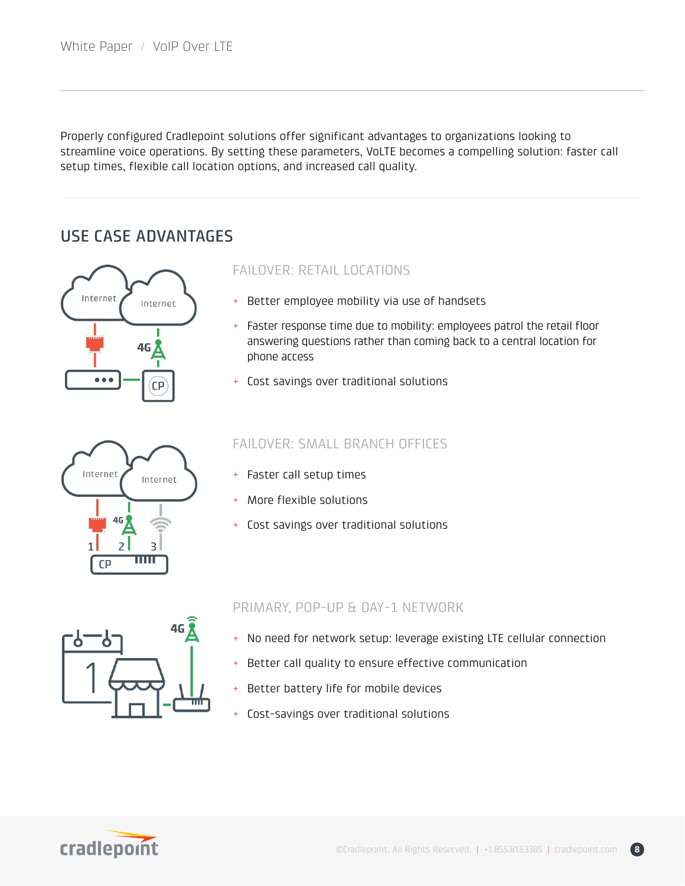Properly configured Cradlepoint solutions offer significant advantages to organizations looking to streamline voice operations. By setting these parameters, VoLTE becomes a compelling solution: faster call setup times, flexible call location options, and increased call quality.

## USE CASE ADVANTAGES

### FAILOVER: RETAIL LOCATIONS

+ Better employee mobility via use of handsets
+ Faster response time due to mobility: employees patrol the retail floor answering questions rather than coming back to a central location for phone access
+ Cost savings over traditional solutions

### FAILOVER: SMALL BRANCH OFFICES

+ Faster call setup times
+ More flexible solutions
+ Cost savings over traditional solutions

### PRIMARY, POP-UP & DAY-1 NETWORK

+ No need for network setup: leverage existing LTE cellular connection
+ Better call quality to ensure effective communication
+ Better battery life for mobile devices
+ Cost-savings over traditional solutions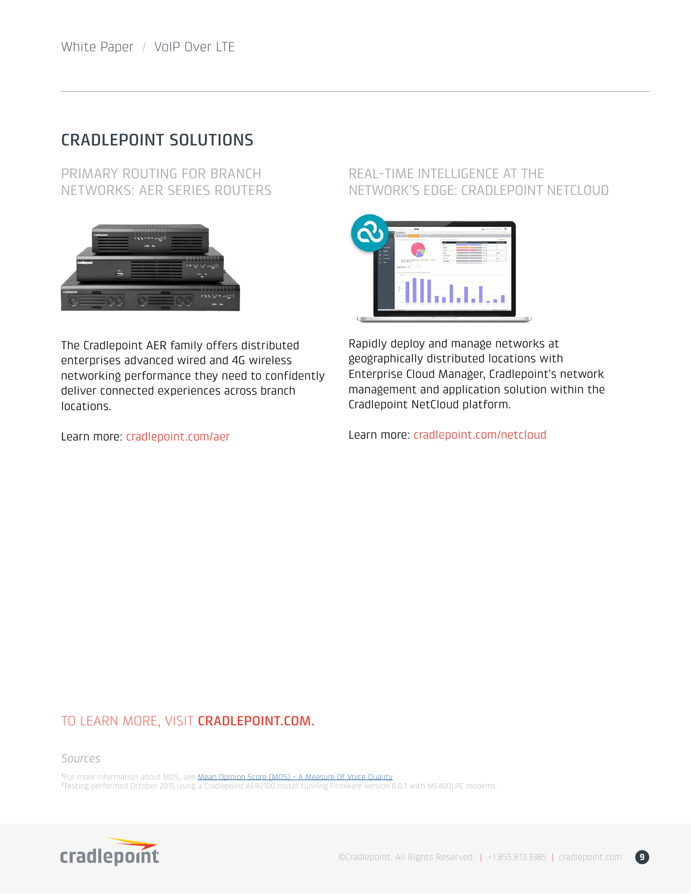## CRADLEPOINT SOLUTIONS

### PRIMARY ROUTING FOR BRANCH NETWORKS: AER SERIES ROUTERS

The Cradlepoint AER family offers distributed enterprises advanced wired and 4G wireless networking performance they need to confidently deliver connected experiences across branch locations.

Learn more: cradlepoint.com/aer

### REAL-TIME INTELLIGENCE AT THE NETWORK'S EDGE: CRADLEPOINT NETCLOUD

Rapidly deploy and manage networks at geographically distributed locations with Enterprise Cloud Manager, Cradlepoint's network management and application solution within the Cradlepoint NetCloud platform.

Learn more: cradlepoint.com/netcloud

TO LEARN MORE, VISIT **CRADLEPOINT.COM.**

*Sources*

[1]For more information about MOS, see Mean Opinion Score (MOS) - A Measure Of Voice Quality.
[2]Testing performed October 2015 using a Cradlepoint AER2100 router running Firmware version 6.0.1 with MC400LPE modems.